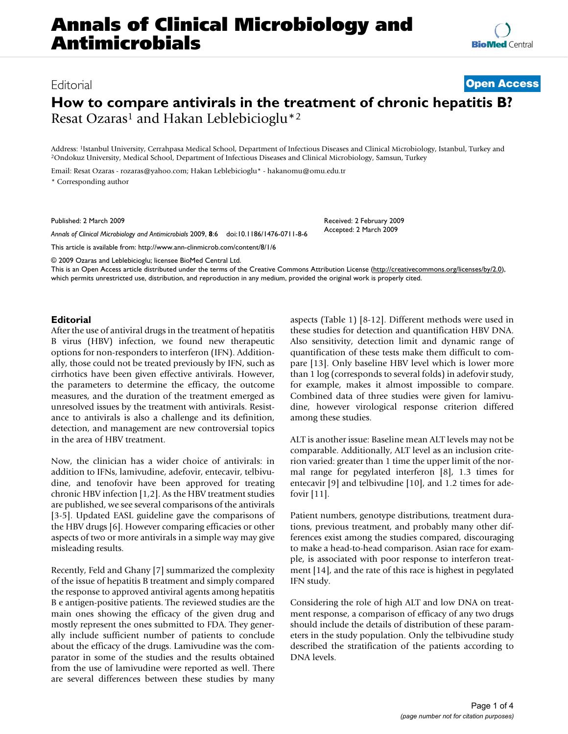# Annals of Clinical Microbiology and Antimicrobials

Editorial

**Open Access**

## How to compare antivirals in the treatment of chronic hepatitis B?

Resat Ozaras[1] and Hakan Leblebicioglu*[2]

Address: [1]Istanbul University, Cerrahpasa Medical School, Department of Infectious Diseases and Clinical Microbiology, Istanbul, Turkey and [2]Ondokuz University, Medical School, Department of Infectious Diseases and Clinical Microbiology, Samsun, Turkey

Email: Resat Ozaras - rozaras@yahoo.com; Hakan Leblebicioglu* - hakanomu@omu.edu.tr

* Corresponding author

Published: 2 March 2009

*Annals of Clinical Microbiology and Antimicrobials* 2009, **8**:6 doi:10.1186/1476-0711-8-6

Received: 2 February 2009
Accepted: 2 March 2009

This article is available from: http://www.ann-clinmicrob.com/content/8/1/6

© 2009 Ozaras and Leblebicioglu; licensee BioMed Central Ltd.
This is an Open Access article distributed under the terms of the Creative Commons Attribution License (http://creativecommons.org/licenses/by/2.0), which permits unrestricted use, distribution, and reproduction in any medium, provided the original work is properly cited.

### Editorial

After the use of antiviral drugs in the treatment of hepatitis B virus (HBV) infection, we found new therapeutic options for non-responders to interferon (IFN). Additionally, those could not be treated previously by IFN, such as cirrhotics have been given effective antivirals. However, the parameters to determine the efficacy, the outcome measures, and the duration of the treatment emerged as unresolved issues by the treatment with antivirals. Resistance to antivirals is also a challenge and its definition, detection, and management are new controversial topics in the area of HBV treatment.

Now, the clinician has a wider choice of antivirals: in addition to IFNs, lamivudine, adefovir, entecavir, telbivudine, and tenofovir have been approved for treating chronic HBV infection [1,2]. As the HBV treatment studies are published, we see several comparisons of the antivirals [3-5]. Updated EASL guideline gave the comparisons of the HBV drugs [6]. However comparing efficacies or other aspects of two or more antivirals in a simple way may give misleading results.

Recently, Feld and Ghany [7] summarized the complexity of the issue of hepatitis B treatment and simply compared the response to approved antiviral agents among hepatitis B e antigen-positive patients. The reviewed studies are the main ones showing the efficacy of the given drug and mostly represent the ones submitted to FDA. They generally include sufficient number of patients to conclude about the efficacy of the drugs. Lamivudine was the comparator in some of the studies and the results obtained from the use of lamivudine were reported as well. There are several differences between these studies by many aspects (Table 1) [8-12]. Different methods were used in these studies for detection and quantification HBV DNA. Also sensitivity, detection limit and dynamic range of quantification of these tests make them difficult to compare [13]. Only baseline HBV level which is lower more than 1 log (corresponds to several folds) in adefovir study, for example, makes it almost impossible to compare. Combined data of three studies were given for lamivudine, however virological response criterion differed among these studies.

ALT is another issue: Baseline mean ALT levels may not be comparable. Additionally, ALT level as an inclusion criterion varied: greater than 1 time the upper limit of the normal range for pegylated interferon [8], 1.3 times for entecavir [9] and telbivudine [10], and 1.2 times for adefovir [11].

Patient numbers, genotype distributions, treatment durations, previous treatment, and probably many other differences exist among the studies compared, discouraging to make a head-to-head comparison. Asian race for example, is associated with poor response to interferon treatment [14], and the rate of this race is highest in pegylated IFN study.

Considering the role of high ALT and low DNA on treatment response, a comparison of efficacy of any two drugs should include the details of distribution of these parameters in the study population. Only the telbivudine study described the stratification of the patients according to DNA levels.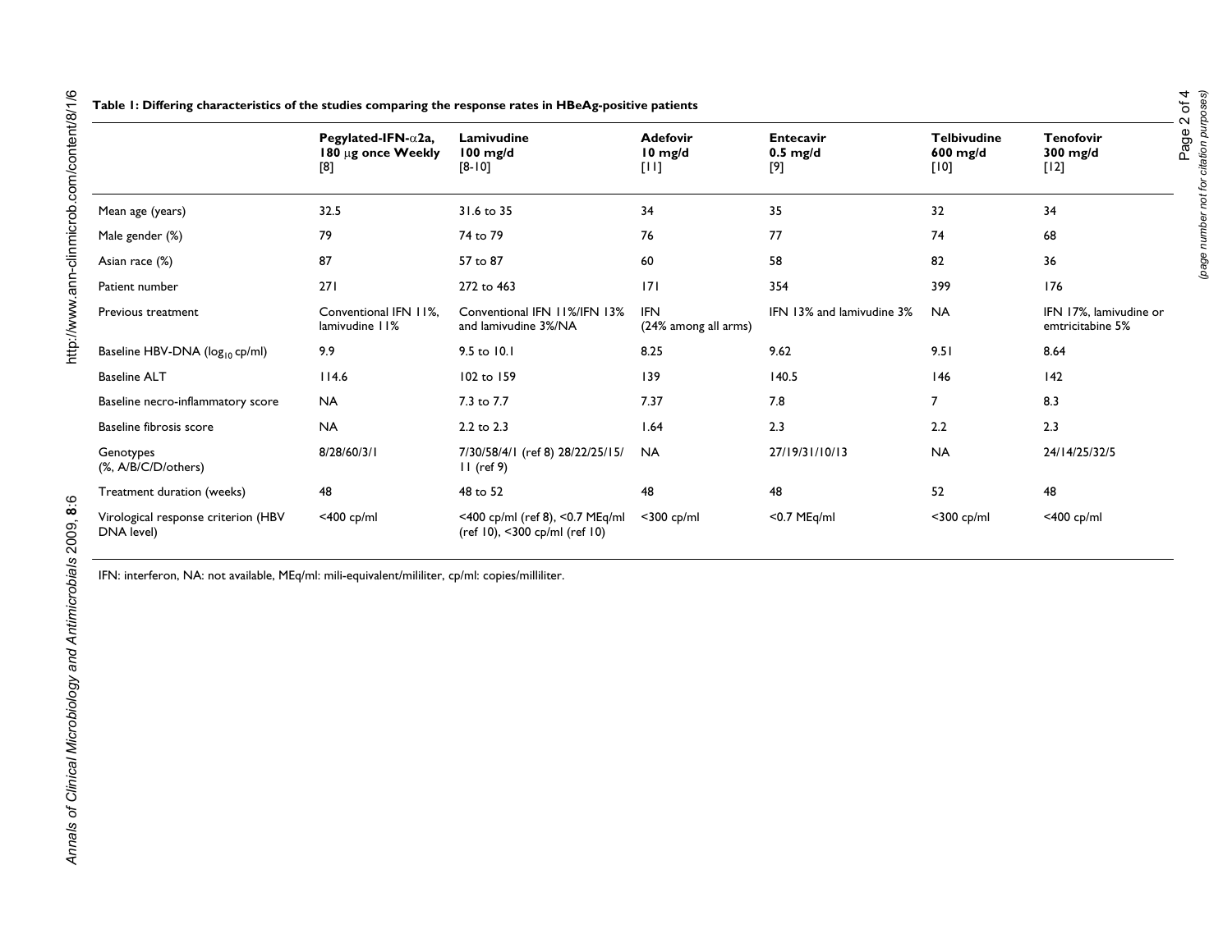**Table 1: Differing characteristics of the studies comparing the response rates in HBeAg-positive patients**

| | Pegylated-IFN-α2a, 180 μg once Weekly [8] | Lamivudine 100 mg/d [8-10] | Adefovir 10 mg/d [11] | Entecavir 0.5 mg/d [9] | Telbivudine 600 mg/d [10] | Tenofovir 300 mg/d [12] |
|---|---|---|---|---|---|---|
| Mean age (years) | 32.5 | 31.6 to 35 | 34 | 35 | 32 | 34 |
| Male gender (%) | 79 | 74 to 79 | 76 | 77 | 74 | 68 |
| Asian race (%) | 87 | 57 to 87 | 60 | 58 | 82 | 36 |
| Patient number | 271 | 272 to 463 | 171 | 354 | 399 | 176 |
| Previous treatment | Conventional IFN 11%, lamivudine 11% | Conventional IFN 11%/IFN 13% and lamivudine 3%/NA | IFN (24% among all arms) | IFN 13% and lamivudine 3% | NA | IFN 17%, lamivudine or emtricitabine 5% |
| Baseline HBV-DNA ($\log_{10}$ cp/ml) | 9.9 | 9.5 to 10.1 | 8.25 | 9.62 | 9.51 | 8.64 |
| Baseline ALT | 114.6 | 102 to 159 | 139 | 140.5 | 146 | 142 |
| Baseline necro-inflammatory score | NA | 7.3 to 7.7 | 7.37 | 7.8 | 7 | 8.3 |
| Baseline fibrosis score | NA | 2.2 to 2.3 | 1.64 | 2.3 | 2.2 | 2.3 |
| Genotypes (%, A/B/C/D/others) | 8/28/60/3/1 | 7/30/58/4/1 (ref 8) 28/22/25/15/11 (ref 9) | NA | 27/19/31/10/13 | NA | 24/14/25/32/5 |
| Treatment duration (weeks) | 48 | 48 to 52 | 48 | 48 | 52 | 48 |
| Virological response criterion (HBV DNA level) | <400 cp/ml | <400 cp/ml (ref 8), <0.7 MEq/ml (ref 10), <300 cp/ml (ref 10) | <300 cp/ml | <0.7 MEq/ml | <300 cp/ml | <400 cp/ml |

IFN: interferon, NA: not available, MEq/ml: mili-equivalent/mililiter, cp/ml: copies/milliliter.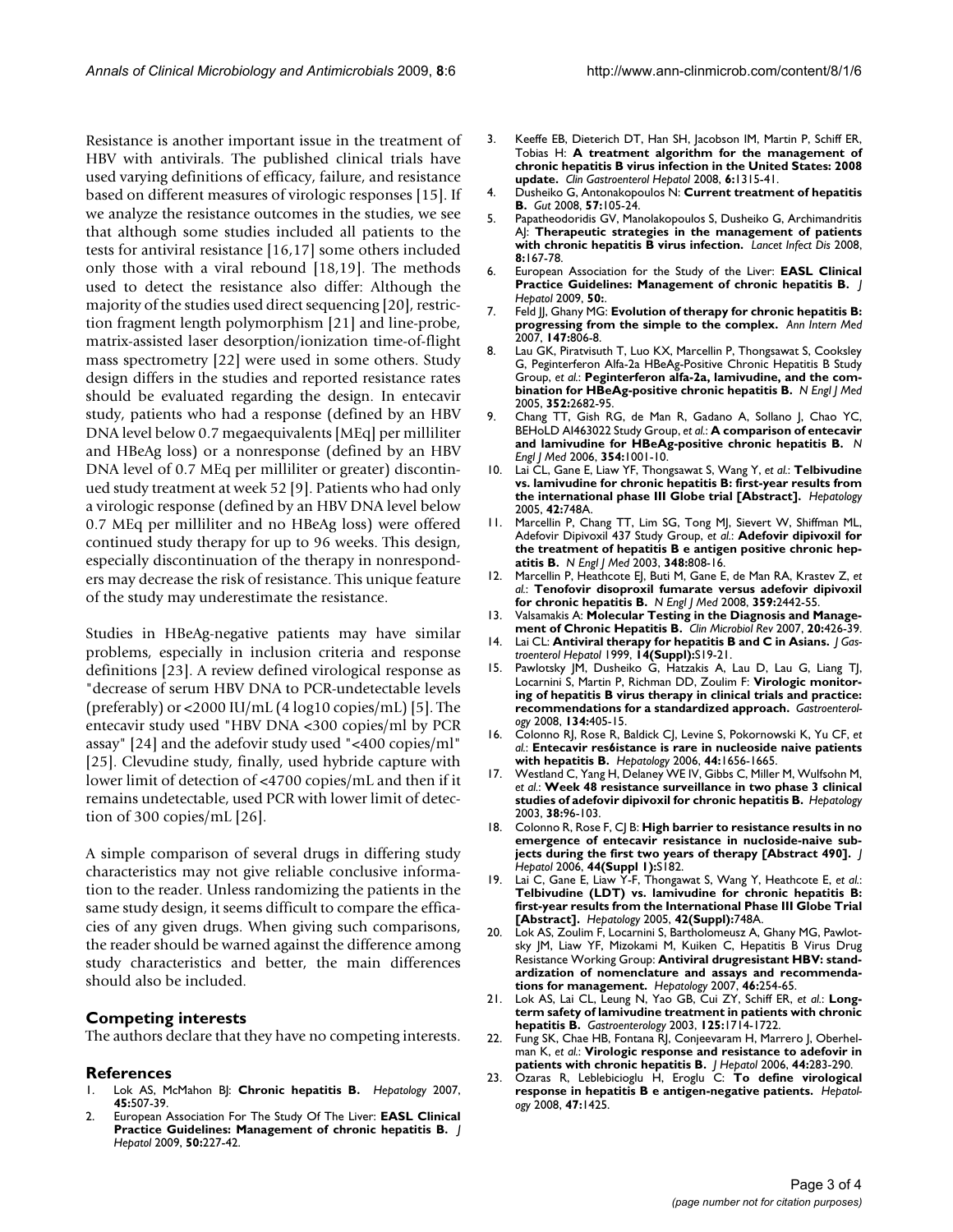Resistance is another important issue in the treatment of HBV with antivirals. The published clinical trials have used varying definitions of efficacy, failure, and resistance based on different measures of virologic responses [15]. If we analyze the resistance outcomes in the studies, we see that although some studies included all patients to the tests for antiviral resistance [16,17] some others included only those with a viral rebound [18,19]. The methods used to detect the resistance also differ: Although the majority of the studies used direct sequencing [20], restriction fragment length polymorphism [21] and line-probe, matrix-assisted laser desorption/ionization time-of-flight mass spectrometry [22] were used in some others. Study design differs in the studies and reported resistance rates should be evaluated regarding the design. In entecavir study, patients who had a response (defined by an HBV DNA level below 0.7 megaequivalents [MEq] per milliliter and HBeAg loss) or a nonresponse (defined by an HBV DNA level of 0.7 MEq per milliliter or greater) discontinued study treatment at week 52 [9]. Patients who had only a virologic response (defined by an HBV DNA level below 0.7 MEq per milliliter and no HBeAg loss) were offered continued study therapy for up to 96 weeks. This design, especially discontinuation of the therapy in nonresponders may decrease the risk of resistance. This unique feature of the study may underestimate the resistance.

Studies in HBeAg-negative patients may have similar problems, especially in inclusion criteria and response definitions [23]. A review defined virological response as "decrease of serum HBV DNA to PCR-undetectable levels (preferably) or <2000 IU/mL (4 log10 copies/mL) [5]. The entecavir study used "HBV DNA <300 copies/ml by PCR assay" [24] and the adefovir study used "<400 copies/ml" [25]. Clevudine study, finally, used hybride capture with lower limit of detection of <4700 copies/mL and then if it remains undetectable, used PCR with lower limit of detection of 300 copies/mL [26].

A simple comparison of several drugs in differing study characteristics may not give reliable conclusive information to the reader. Unless randomizing the patients in the same study design, it seems difficult to compare the efficacies of any given drugs. When giving such comparisons, the reader should be warned against the difference among study characteristics and better, the main differences should also be included.

## Competing interests

The authors declare that they have no competing interests.

## References

1. Lok AS, McMahon BJ: **Chronic hepatitis B.** *Hepatology* 2007, **45:**507-39.
2. European Association For The Study Of The Liver: **EASL Clinical Practice Guidelines: Management of chronic hepatitis B.** *J Hepatol* 2009, **50:**227-42.
3. Keeffe EB, Dieterich DT, Han SH, Jacobson IM, Martin P, Schiff ER, Tobias H: **A treatment algorithm for the management of chronic hepatitis B virus infection in the United States: 2008 update.** *Clin Gastroenterol Hepatol* 2008, **6:**1315-41.
4. Dusheiko G, Antonakopoulos N: **Current treatment of hepatitis B.** *Gut* 2008, **57:**105-24.
5. Papatheodoridis GV, Manolakopoulos S, Dusheiko G, Archimandritis AJ: **Therapeutic strategies in the management of patients with chronic hepatitis B virus infection.** *Lancet Infect Dis* 2008, **8:**167-78.
6. European Association for the Study of the Liver: **EASL Clinical Practice Guidelines: Management of chronic hepatitis B.** *J Hepatol* 2009, **50:**.
7. Feld JJ, Ghany MG: **Evolution of therapy for chronic hepatitis B: progressing from the simple to the complex.** *Ann Intern Med* 2007, **147:**806-8.
8. Lau GK, Piratvisuth T, Luo KX, Marcellin P, Thongsawat S, Cooksley G, Peginterferon Alfa-2a HBeAg-Positive Chronic Hepatitis B Study Group, *et al.*: **Peginterferon alfa-2a, lamivudine, and the combination for HBeAg-positive chronic hepatitis B.** *N Engl J Med* 2005, **352:**2682-95.
9. Chang TT, Gish RG, de Man R, Gadano A, Sollano J, Chao YC, BEHoLD AI463022 Study Group, *et al.*: **A comparison of entecavir and lamivudine for HBeAg-positive chronic hepatitis B.** *N Engl J Med* 2006, **354:**1001-10.
10. Lai CL, Gane E, Liaw YF, Thongsawat S, Wang Y, *et al.*: **Telbivudine vs. lamivudine for chronic hepatitis B: first-year results from the international phase III Globe trial [Abstract].** *Hepatology* 2005, **42:**748A.
11. Marcellin P, Chang TT, Lim SG, Tong MJ, Sievert W, Shiffman ML, Adefovir Dipivoxil 437 Study Group, *et al.*: **Adefovir dipivoxil for the treatment of hepatitis B e antigen positive chronic hepatitis B.** *N Engl J Med* 2003, **348:**808-16.
12. Marcellin P, Heathcote EJ, Buti M, Gane E, de Man RA, Krastev Z, *et al.*: **Tenofovir disoproxil fumarate versus adefovir dipivoxil for chronic hepatitis B.** *N Engl J Med* 2008, **359:**2442-55.
13. Valsamakis A: **Molecular Testing in the Diagnosis and Management of Chronic Hepatitis B.** *Clin Microbiol Rev* 2007, **20:**426-39.
14. Lai CL: **Antiviral therapy for hepatitis B and C in Asians.** *J Gastroenterol Hepatol* 1999, **14(Suppl):**S19-21.
15. Pawlotsky JM, Dusheiko G, Hatzakis A, Lau D, Lau G, Liang TJ, Locarnini S, Martin P, Richman DD, Zoulim F: **Virologic monitoring of hepatitis B virus therapy in clinical trials and practice: recommendations for a standardized approach.** *Gastroenterology* 2008, **134:**405-15.
16. Colonno RJ, Rose R, Baldick CJ, Levine S, Pokornowski K, Yu CF, *et al.*: **Entecavir res6istance is rare in nucleoside naive patients with hepatitis B.** *Hepatology* 2006, **44:**1656-1665.
17. Westland C, Yang H, Delaney WE IV, Gibbs C, Miller M, Wulfsohn M, *et al.*: **Week 48 resistance surveillance in two phase 3 clinical studies of adefovir dipivoxil for chronic hepatitis B.** *Hepatology* 2003, **38:**96-103.
18. Colonno R, Rose F, CJ B: **High barrier to resistance results in no emergence of entecavir resistance in nucloside-naive subjects during the first two years of therapy [Abstract 490].** *J Hepatol* 2006, **44(Suppl 1):**S182.
19. Lai C, Gane E, Liaw Y-F, Thongsawat S, Wang Y, Heathcote E, *et al.*: **Telbivudine (LDT) vs. lamivudine for chronic hepatitis B: first-year results from the International Phase III Globe Trial [Abstract].** *Hepatology* 2005, **42(Suppl):**748A.
20. Lok AS, Zoulim F, Locarnini S, Bartholomeusz A, Ghany MG, Pawlotsky JM, Liaw YF, Mizokami M, Kuiken C, Hepatitis B Virus Drug Resistance Working Group: **Antiviral drugresistant HBV: standardization of nomenclature and assays and recommendations for management.** *Hepatology* 2007, **46:**254-65.
21. Lok AS, Lai CL, Leung N, Yao GB, Cui ZY, Schiff ER, *et al.*: **Long-term safety of lamivudine treatment in patients with chronic hepatitis B.** *Gastroenterology* 2003, **125:**1714-1722.
22. Fung SK, Chae HB, Fontana RJ, Conjeevaram H, Marrero J, Oberhelman K, *et al.*: **Virologic response and resistance to adefovir in patients with chronic hepatitis B.** *J Hepatol* 2006, **44:**283-290.
23. Ozaras R, Leblebicioglu H, Eroglu C: **To define virological response in hepatitis B e antigen-negative patients.** *Hepatology* 2008, **47:**1425.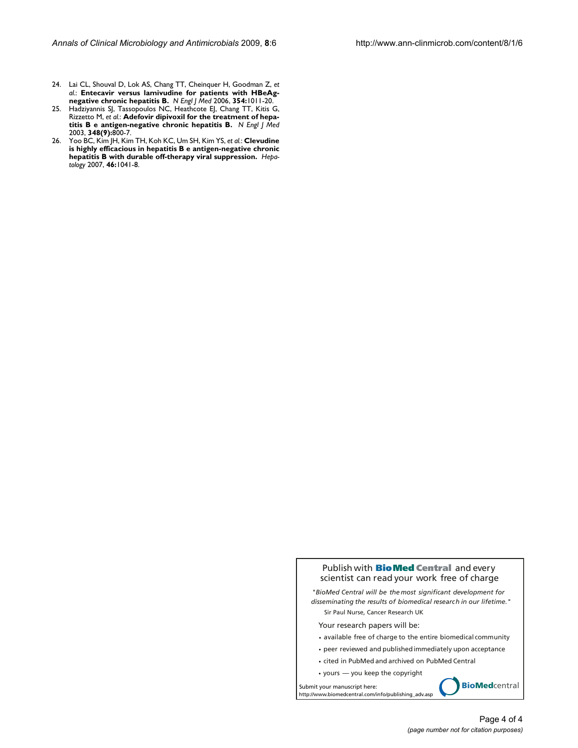24. Lai CL, Shouval D, Lok AS, Chang TT, Cheinquer H, Goodman Z, *et al.*: **Entecavir versus lamivudine for patients with HBeAg-negative chronic hepatitis B.** *N Engl J Med* 2006, **354:**1011-20.
25. Hadziyannis SJ, Tassopoulos NC, Heathcote EJ, Chang TT, Kitis G, Rizzetto M, *et al.*: **Adefovir dipivoxil for the treatment of hepatitis B e antigen-negative chronic hepatitis B.** *N Engl J Med* 2003, **348(9):**800-7.
26. Yoo BC, Kim JH, Kim TH, Koh KC, Um SH, Kim YS, *et al.*: **Clevudine is highly efficacious in hepatitis B e antigen-negative chronic hepatitis B with durable off-therapy viral suppression.** *Hepatology* 2007, **46:**1041-8.

Publish with **BioMed Central** and every scientist can read your work free of charge

*"BioMed Central will be the most significant development for disseminating the results of biomedical research in our lifetime."*

Sir Paul Nurse, Cancer Research UK

Your research papers will be:

- available free of charge to the entire biomedical community
- peer reviewed and published immediately upon acceptance
- cited in PubMed and archived on PubMed Central
- yours — you keep the copyright

Submit your manuscript here:
http://www.biomedcentral.com/info/publishing_adv.asp

**BioMed**central